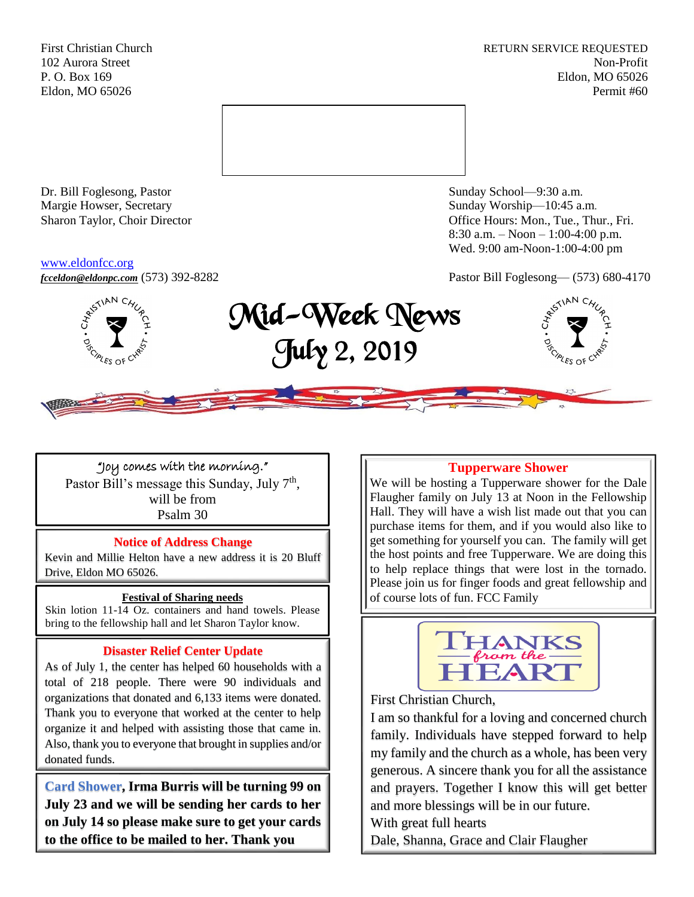First Christian Church
102 Aurora Street
P. O. Box 169
Eldon, MO 65026

RETURN SERVICE REQUESTED
Non-Profit
Eldon, MO 65026
Permit #60

Dr. Bill Foglesong, Pastor
Margie Howser, Secretary
Sharon Taylor, Choir Director

Sunday School—9:30 a.m.
Sunday Worship—10:45 a.m.
Office Hours: Mon., Tue., Thur., Fri.
8:30 a.m. – Noon – 1:00-4:00 p.m.
Wed. 9:00 am-Noon-1:00-4:00 pm

www.eldonfcc.org
***fcceldon@eldonpc.com*** (573) 392-8282

Pastor Bill Foglesong— (573) 680-4170

# Mid-Week News
## July 2, 2019

"Joy comes with the morning."
Pastor Bill's message this Sunday, July 7th,
will be from
Psalm 30

### Notice of Address Change

Kevin and Millie Helton have a new address it is 20 Bluff Drive, Eldon MO 65026.

### Festival of Sharing needs

Skin lotion 11-14 Oz. containers and hand towels. Please bring to the fellowship hall and let Sharon Taylor know.

### Disaster Relief Center Update

As of July 1, the center has helped 60 households with a total of 218 people. There were 90 individuals and organizations that donated and 6,133 items were donated. Thank you to everyone that worked at the center to help organize it and helped with assisting those that came in. Also, thank you to everyone that brought in supplies and/or donated funds.

**Card Shower, Irma Burris will be turning 99 on July 23 and we will be sending her cards to her on July 14 so please make sure to get your cards to the office to be mailed to her. Thank you**

### Tupperware Shower

We will be hosting a Tupperware shower for the Dale Flaugher family on July 13 at Noon in the Fellowship Hall. They will have a wish list made out that you can purchase items for them, and if you would also like to get something for yourself you can. The family will get the host points and free Tupperware. We are doing this to help replace things that were lost in the tornado. Please join us for finger foods and great fellowship and of course lots of fun. FCC Family

### THANKS from the HEART

First Christian Church,
I am so thankful for a loving and concerned church family. Individuals have stepped forward to help my family and the church as a whole, has been very generous. A sincere thank you for all the assistance and prayers. Together I know this will get better and more blessings will be in our future.
With great full hearts
Dale, Shanna, Grace and Clair Flaugher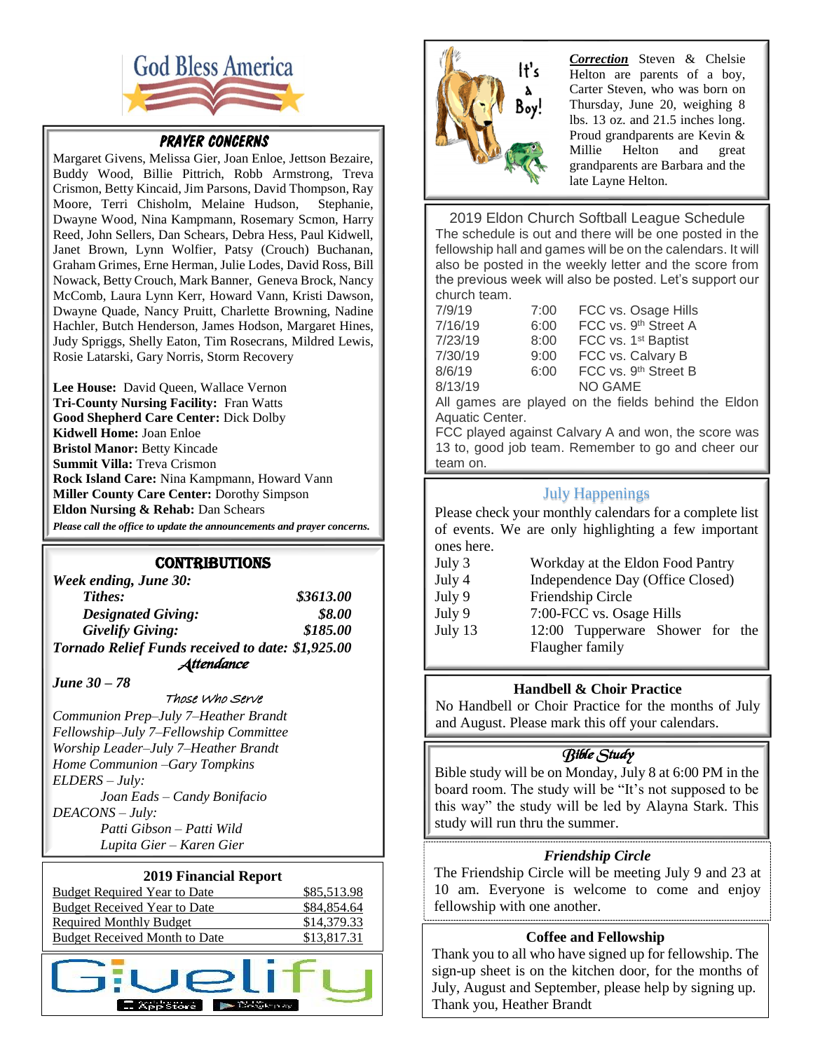God Bless America

## PRAYER CONCERNS

Margaret Givens, Melissa Gier, Joan Enloe, Jettson Bezaire, Buddy Wood, Billie Pittrich, Robb Armstrong, Treva Crismon, Betty Kincaid, Jim Parsons, David Thompson, Ray Moore, Terri Chisholm, Melaine Hudson, Stephanie, Dwayne Wood, Nina Kampmann, Rosemary Scmon, Harry Reed, John Sellers, Dan Schears, Debra Hess, Paul Kidwell, Janet Brown, Lynn Wolfier, Patsy (Crouch) Buchanan, Graham Grimes, Erne Herman, Julie Lodes, David Ross, Bill Nowack, Betty Crouch, Mark Banner, Geneva Brock, Nancy McComb, Laura Lynn Kerr, Howard Vann, Kristi Dawson, Dwayne Quade, Nancy Pruitt, Charlette Browning, Nadine Hachler, Butch Henderson, James Hodson, Margaret Hines, Judy Spriggs, Shelly Eaton, Tim Rosecrans, Mildred Lewis, Rosie Latarski, Gary Norris, Storm Recovery

**Lee House:** David Queen, Wallace Vernon
**Tri-County Nursing Facility:** Fran Watts
**Good Shepherd Care Center:** Dick Dolby
**Kidwell Home:** Joan Enloe
**Bristol Manor:** Betty Kincade
**Summit Villa:** Treva Crismon
**Rock Island Care:** Nina Kampmann, Howard Vann
**Miller County Care Center:** Dorothy Simpson
**Eldon Nursing & Rehab:** Dan Schears

***Please call the office to update the announcements and prayer concerns.***

## CONTRIBUTIONS

***Week ending, June 30:***

| | |
|---|---|
| ***Tithes:*** | ***$3613.00*** |
| ***Designated Giving:*** | ***$8.00*** |
| ***Givelify Giving:*** | ***$185.00*** |
| ***Tornado Relief Funds received to date:*** | ***$1,925.00*** |

### Attendance

***June 30 – 78***

*Those Who Serve*

*Communion Prep–July 7–Heather Brandt*
*Fellowship–July 7–Fellowship Committee*
*Worship Leader–July 7–Heather Brandt*
*Home Communion –Gary Tompkins*
*ELDERS – July:*
*Joan Eads – Candy Bonifacio*
*DEACONS – July:*
*Patti Gibson – Patti Wild*
*Lupita Gier – Karen Gier*

### 2019 Financial Report

| | |
|---|---|
| Budget Required Year to Date | $85,513.98 |
| Budget Received Year to Date | $84,854.64 |
| Required Monthly Budget | $14,379.33 |
| Budget Received Month to Date | $13,817.31 |

Givelify

It's a Boy!

***Correction*** Steven & Chelsie Helton are parents of a boy, Carter Steven, who was born on Thursday, June 20, weighing 8 lbs. 13 oz. and 21.5 inches long. Proud grandparents are Kevin & Millie Helton and great grandparents are Barbara and the late Layne Helton.

### 2019 Eldon Church Softball League Schedule

The schedule is out and there will be one posted in the fellowship hall and games will be on the calendars. It will also be posted in the weekly letter and the score from the previous week will also be posted. Let's support our church team.

| | | |
|---|---|---|
| 7/9/19 | 7:00 | FCC vs. Osage Hills |
| 7/16/19 | 6:00 | FCC vs. 9th Street A |
| 7/23/19 | 8:00 | FCC vs. 1st Baptist |
| 7/30/19 | 9:00 | FCC vs. Calvary B |
| 8/6/19 | 6:00 | FCC vs. 9th Street B |
| 8/13/19 | | NO GAME |

All games are played on the fields behind the Eldon Aquatic Center.

FCC played against Calvary A and won, the score was 13 to, good job team. Remember to go and cheer our team on.

### July Happenings

Please check your monthly calendars for a complete list of events. We are only highlighting a few important ones here.

| | |
|---|---|
| July 3 | Workday at the Eldon Food Pantry |
| July 4 | Independence Day (Office Closed) |
| July 9 | Friendship Circle |
| July 9 | 7:00-FCC vs. Osage Hills |
| July 13 | 12:00 Tupperware Shower for the Flaugher family |

### Handbell & Choir Practice

No Handbell or Choir Practice for the months of July and August. Please mark this off your calendars.

### Bible Study

Bible study will be on Monday, July 8 at 6:00 PM in the board room. The study will be "It's not supposed to be this way" the study will be led by Alayna Stark. This study will run thru the summer.

### *Friendship Circle*

The Friendship Circle will be meeting July 9 and 23 at 10 am. Everyone is welcome to come and enjoy fellowship with one another.

### Coffee and Fellowship

Thank you to all who have signed up for fellowship. The sign-up sheet is on the kitchen door, for the months of July, August and September, please help by signing up. Thank you, Heather Brandt